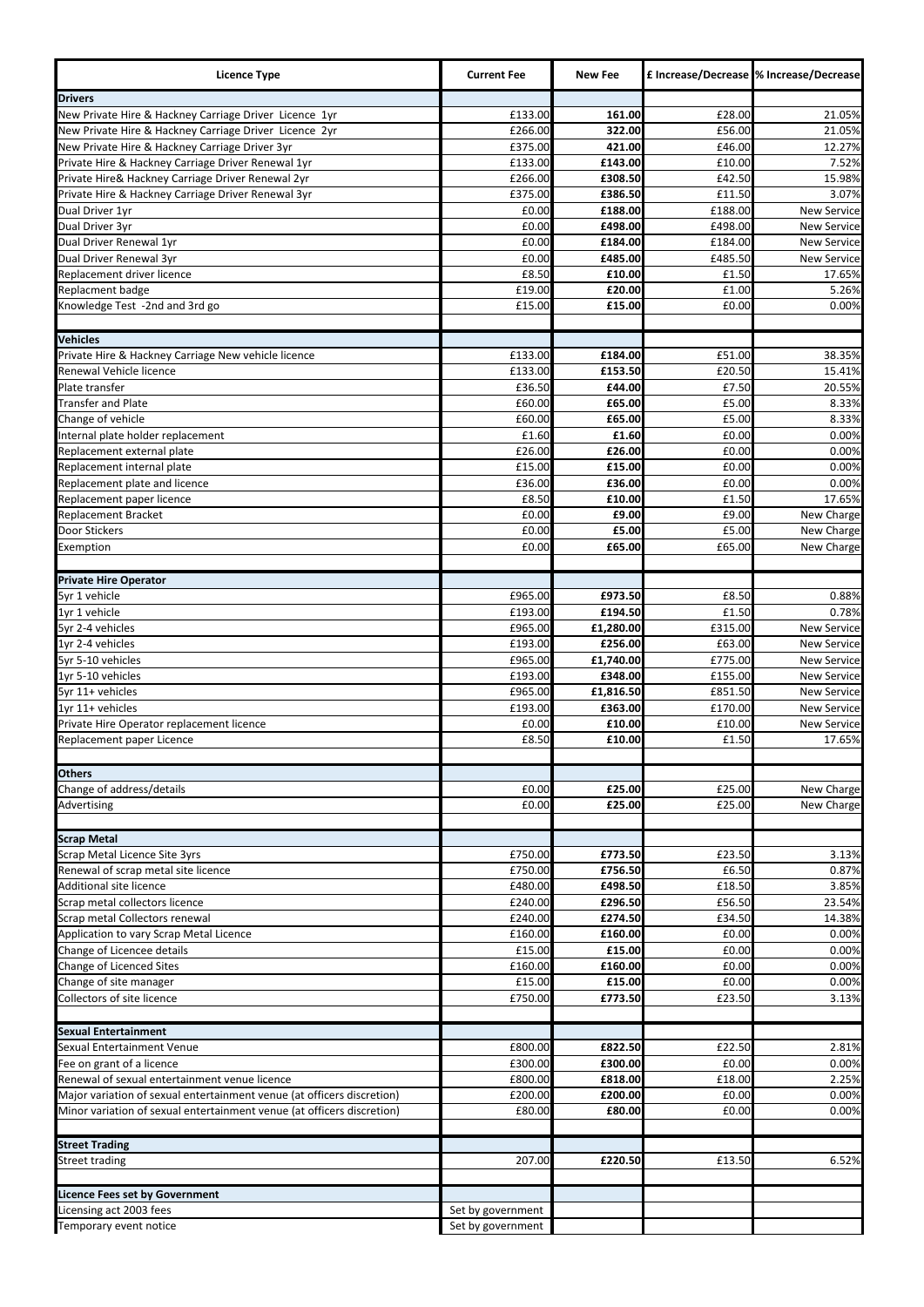| Licence Type | Current Fee | New Fee | £ Increase/Decrease | % Increase/Decrease |
|---|---|---|---|---|
| **Drivers** | | | | |
| New Private Hire & Hackney Carriage Driver Licence 1yr | £133.00 | **161.00** | £28.00 | 21.05% |
| New Private Hire & Hackney Carriage Driver Licence 2yr | £266.00 | **322.00** | £56.00 | 21.05% |
| New Private Hire & Hackney Carriage Driver 3yr | £375.00 | **421.00** | £46.00 | 12.27% |
| Private Hire & Hackney Carriage Driver Renewal 1yr | £133.00 | **£143.00** | £10.00 | 7.52% |
| Private Hire& Hackney Carriage Driver Renewal 2yr | £266.00 | **£308.50** | £42.50 | 15.98% |
| Private Hire & Hackney Carriage Driver Renewal 3yr | £375.00 | **£386.50** | £11.50 | 3.07% |
| Dual Driver 1yr | £0.00 | **£188.00** | £188.00 | New Service |
| Dual Driver 3yr | £0.00 | **£498.00** | £498.00 | New Service |
| Dual Driver Renewal 1yr | £0.00 | **£184.00** | £184.00 | New Service |
| Dual Driver Renewal 3yr | £0.00 | **£485.00** | £485.50 | New Service |
| Replacement driver licence | £8.50 | **£10.00** | £1.50 | 17.65% |
| Replacment badge | £19.00 | **£20.00** | £1.00 | 5.26% |
| Knowledge Test -2nd and 3rd go | £15.00 | **£15.00** | £0.00 | 0.00% |
| | | | | |
| **Vehicles** | | | | |
| Private Hire & Hackney Carriage New vehicle licence | £133.00 | **£184.00** | £51.00 | 38.35% |
| Renewal Vehicle licence | £133.00 | **£153.50** | £20.50 | 15.41% |
| Plate transfer | £36.50 | **£44.00** | £7.50 | 20.55% |
| Transfer and Plate | £60.00 | **£65.00** | £5.00 | 8.33% |
| Change of vehicle | £60.00 | **£65.00** | £5.00 | 8.33% |
| Internal plate holder replacement | £1.60 | **£1.60** | £0.00 | 0.00% |
| Replacement external plate | £26.00 | **£26.00** | £0.00 | 0.00% |
| Replacement internal plate | £15.00 | **£15.00** | £0.00 | 0.00% |
| Replacement plate and licence | £36.00 | **£36.00** | £0.00 | 0.00% |
| Replacement paper licence | £8.50 | **£10.00** | £1.50 | 17.65% |
| Replacement Bracket | £0.00 | **£9.00** | £9.00 | New Charge |
| Door Stickers | £0.00 | **£5.00** | £5.00 | New Charge |
| Exemption | £0.00 | **£65.00** | £65.00 | New Charge |
| | | | | |
| **Private Hire Operator** | | | | |
| 5yr 1 vehicle | £965.00 | **£973.50** | £8.50 | 0.88% |
| 1yr 1 vehicle | £193.00 | **£194.50** | £1.50 | 0.78% |
| 5yr 2-4 vehicles | £965.00 | **£1,280.00** | £315.00 | New Service |
| 1yr 2-4 vehicles | £193.00 | **£256.00** | £63.00 | New Service |
| 5yr 5-10 vehicles | £965.00 | **£1,740.00** | £775.00 | New Service |
| 1yr 5-10 vehicles | £193.00 | **£348.00** | £155.00 | New Service |
| 5yr 11+ vehicles | £965.00 | **£1,816.50** | £851.50 | New Service |
| 1yr 11+ vehicles | £193.00 | **£363.00** | £170.00 | New Service |
| Private Hire Operator replacement licence | £0.00 | **£10.00** | £10.00 | New Service |
| Replacement paper Licence | £8.50 | **£10.00** | £1.50 | 17.65% |
| | | | | |
| **Others** | | | | |
| Change of address/details | £0.00 | **£25.00** | £25.00 | New Charge |
| Advertising | £0.00 | **£25.00** | £25.00 | New Charge |
| | | | | |
| **Scrap Metal** | | | | |
| Scrap Metal Licence Site 3yrs | £750.00 | **£773.50** | £23.50 | 3.13% |
| Renewal of scrap metal site licence | £750.00 | **£756.50** | £6.50 | 0.87% |
| Additional site licence | £480.00 | **£498.50** | £18.50 | 3.85% |
| Scrap metal collectors licence | £240.00 | **£296.50** | £56.50 | 23.54% |
| Scrap metal Collectors renewal | £240.00 | **£274.50** | £34.50 | 14.38% |
| Application to vary Scrap Metal Licence | £160.00 | **£160.00** | £0.00 | 0.00% |
| Change of Licencee details | £15.00 | **£15.00** | £0.00 | 0.00% |
| Change of Licenced Sites | £160.00 | **£160.00** | £0.00 | 0.00% |
| Change of site manager | £15.00 | **£15.00** | £0.00 | 0.00% |
| Collectors of site licence | £750.00 | **£773.50** | £23.50 | 3.13% |
| | | | | |
| **Sexual Entertainment** | | | | |
| Sexual Entertainment Venue | £800.00 | **£822.50** | £22.50 | 2.81% |
| Fee on grant of a licence | £300.00 | **£300.00** | £0.00 | 0.00% |
| Renewal of sexual entertainment venue licence | £800.00 | **£818.00** | £18.00 | 2.25% |
| Major variation of sexual entertainment venue (at officers discretion) | £200.00 | **£200.00** | £0.00 | 0.00% |
| Minor variation of sexual entertainment venue (at officers discretion) | £80.00 | **£80.00** | £0.00 | 0.00% |
| | | | | |
| **Street Trading** | | | | |
| Street trading | 207.00 | **£220.50** | £13.50 | 6.52% |
| | | | | |
| **Licence Fees set by Government** | | | | |
| Licensing act 2003 fees | Set by government | | | |
| Temporary event notice | Set by government | | | |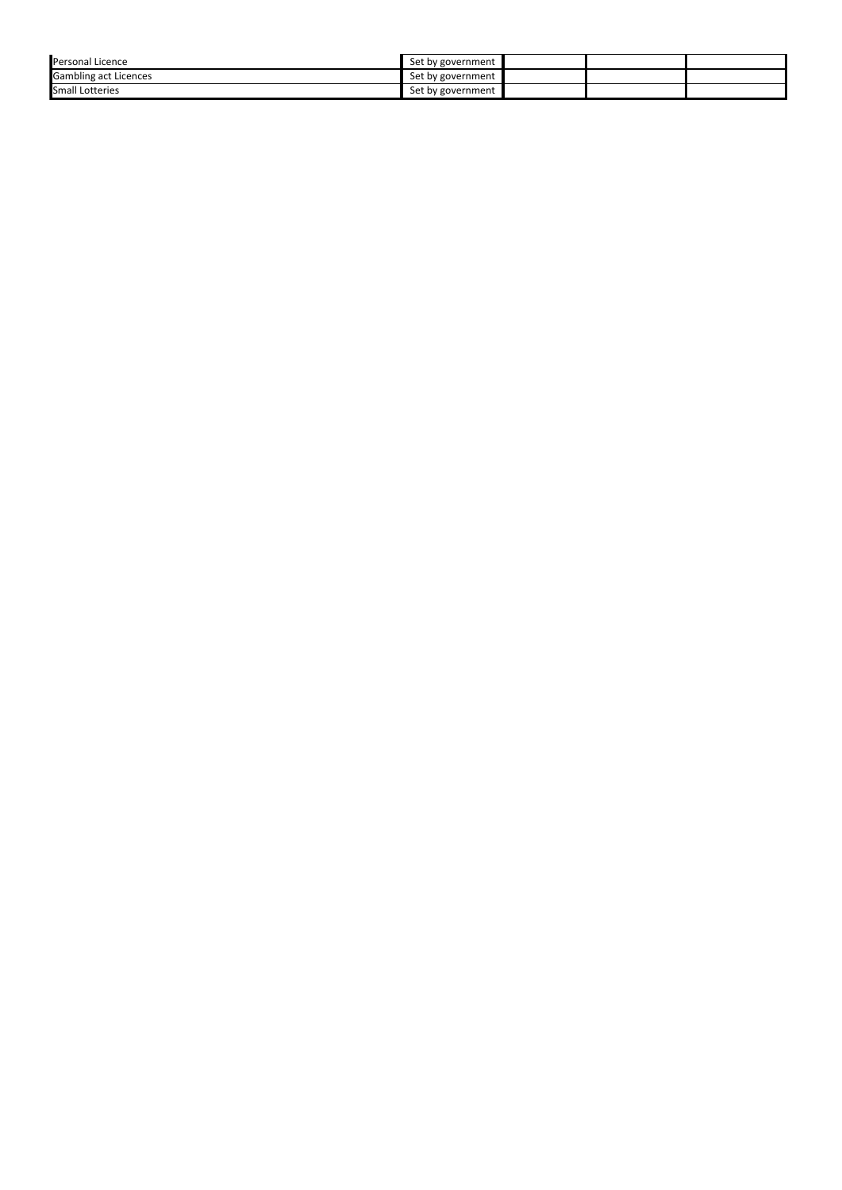| | | | | |
|---|---|---|---|---|
| Personal Licence | Set by government | | | |
| Gambling act Licences | Set by government | | | |
| Small Lotteries | Set by government | | | |